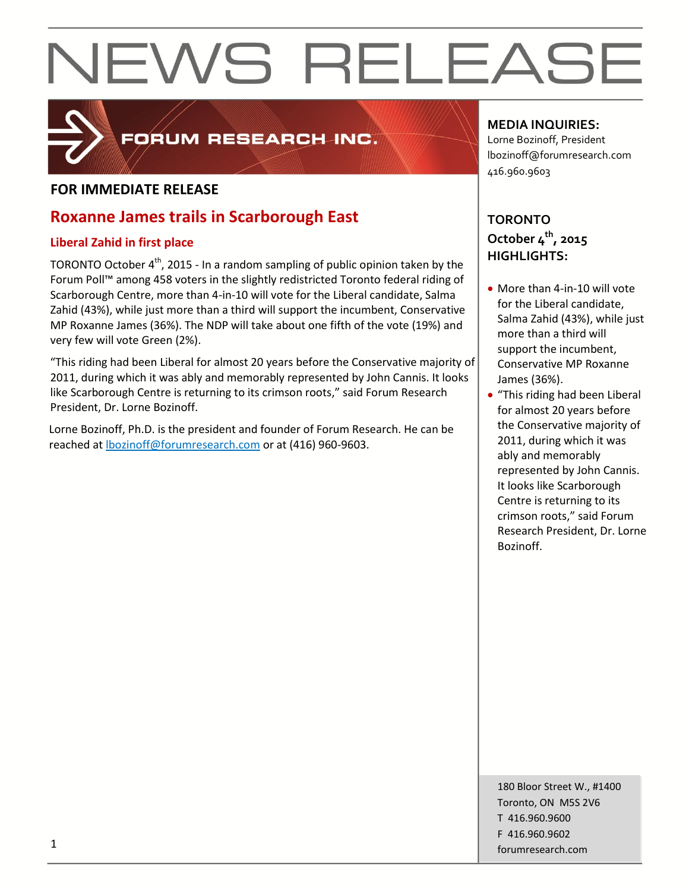# NEWS RELEASE

FORUM RESEARCH INC.

**FOR IMMEDIATE RELEASE**

## Roxanne James trails in Scarborough East

### Liberal Zahid in first place

TORONTO October 4th, 2015 - In a random sampling of public opinion taken by the Forum Poll™ among 458 voters in the slightly redistricted Toronto federal riding of Scarborough Centre, more than 4-in-10 will vote for the Liberal candidate, Salma Zahid (43%), while just more than a third will support the incumbent, Conservative MP Roxanne James (36%). The NDP will take about one fifth of the vote (19%) and very few will vote Green (2%).

"This riding had been Liberal for almost 20 years before the Conservative majority of 2011, during which it was ably and memorably represented by John Cannis. It looks like Scarborough Centre is returning to its crimson roots," said Forum Research President, Dr. Lorne Bozinoff.

Lorne Bozinoff, Ph.D. is the president and founder of Forum Research. He can be reached at lbozinoff@forumresearch.com or at (416) 960-9603.

**MEDIA INQUIRIES:**
Lorne Bozinoff, President
lbozinoff@forumresearch.com
416.960.9603

**TORONTO**
**October 4th, 2015**
**HIGHLIGHTS:**

- More than 4-in-10 will vote for the Liberal candidate, Salma Zahid (43%), while just more than a third will support the incumbent, Conservative MP Roxanne James (36%).
- "This riding had been Liberal for almost 20 years before the Conservative majority of 2011, during which it was ably and memorably represented by John Cannis. It looks like Scarborough Centre is returning to its crimson roots," said Forum Research President, Dr. Lorne Bozinoff.

180 Bloor Street W., #1400
Toronto, ON M5S 2V6
T 416.960.9600
F 416.960.9602
forumresearch.com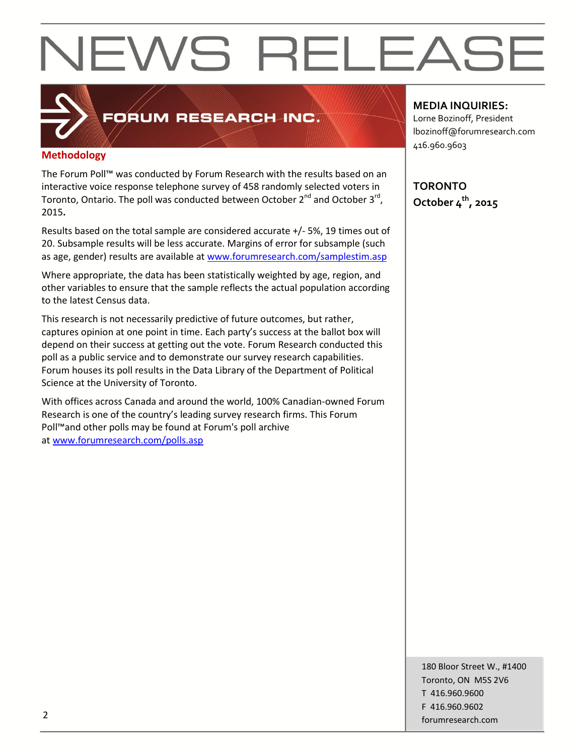# NEWS RELEASE

FORUM RESEARCH INC.

## Methodology

The Forum Poll™ was conducted by Forum Research with the results based on an interactive voice response telephone survey of 458 randomly selected voters in Toronto, Ontario. The poll was conducted between October 2nd and October 3rd, 2015.

Results based on the total sample are considered accurate +/- 5%, 19 times out of 20. Subsample results will be less accurate. Margins of error for subsample (such as age, gender) results are available at www.forumresearch.com/samplestim.asp

Where appropriate, the data has been statistically weighted by age, region, and other variables to ensure that the sample reflects the actual population according to the latest Census data.

This research is not necessarily predictive of future outcomes, but rather, captures opinion at one point in time. Each party's success at the ballot box will depend on their success at getting out the vote. Forum Research conducted this poll as a public service and to demonstrate our survey research capabilities. Forum houses its poll results in the Data Library of the Department of Political Science at the University of Toronto.

With offices across Canada and around the world, 100% Canadian-owned Forum Research is one of the country's leading survey research firms. This Forum Poll™and other polls may be found at Forum's poll archive at www.forumresearch.com/polls.asp

**MEDIA INQUIRIES:**
Lorne Bozinoff, President
lbozinoff@forumresearch.com
416.960.9603

**TORONTO**
**October 4th, 2015**

180 Bloor Street W., #1400
Toronto, ON M5S 2V6
T 416.960.9600
F 416.960.9602
forumresearch.com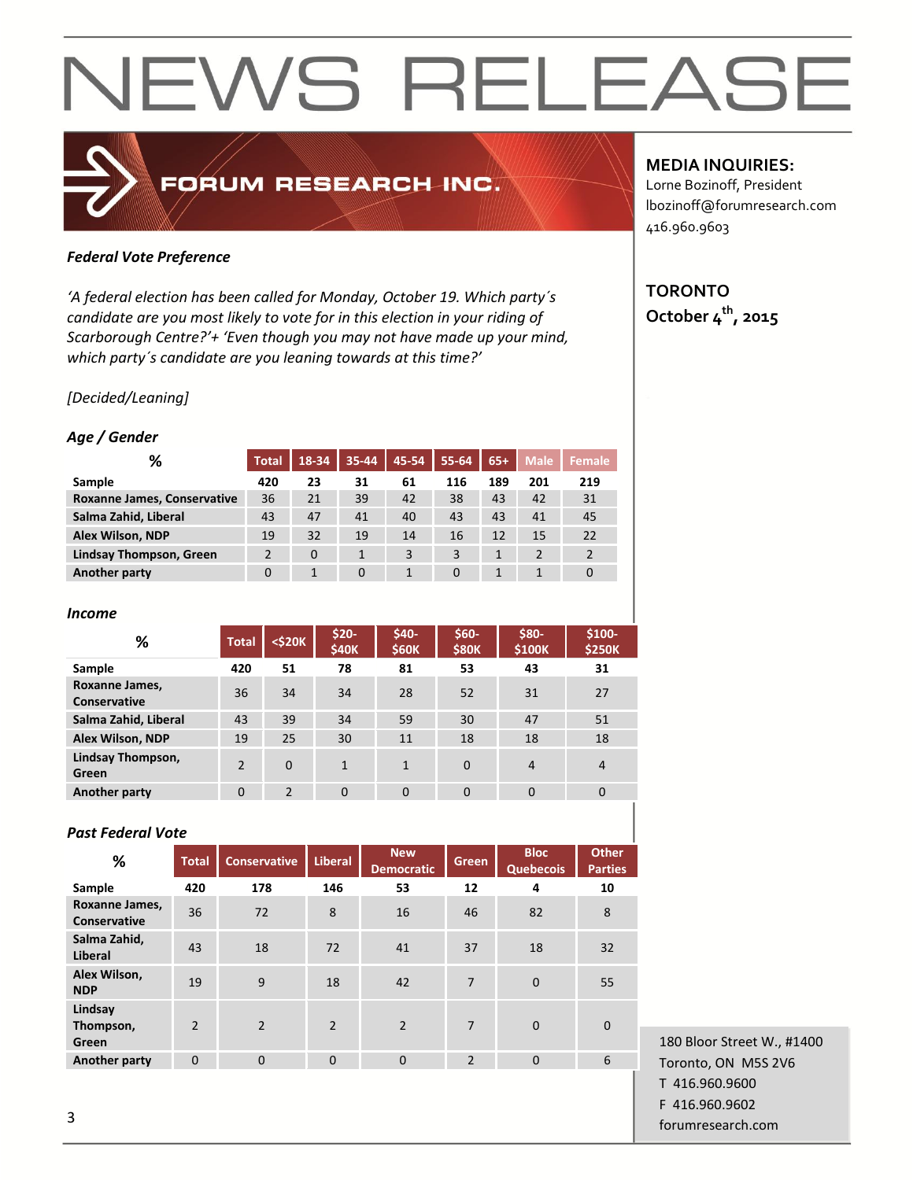# NEWS RELEASE

FORUM RESEARCH INC.

**MEDIA INQUIRIES:**
Lorne Bozinoff, President
lbozinoff@forumresearch.com
416.960.9603

**TORONTO**
**October 4th, 2015**

***Federal Vote Preference***

*'A federal election has been called for Monday, October 19. Which party´s candidate are you most likely to vote for in this election in your riding of Scarborough Centre?'+ 'Even though you may not have made up your mind, which party´s candidate are you leaning towards at this time?'*

*[Decided/Leaning]*

***Age / Gender***

| % | Total | 18-34 | 35-44 | 45-54 | 55-64 | 65+ | Male | Female |
|---|---|---|---|---|---|---|---|---|
| **Sample** | **420** | **23** | **31** | **61** | **116** | **189** | **201** | **219** |
| **Roxanne James, Conservative** | 36 | 21 | 39 | 42 | 38 | 43 | 42 | 31 |
| **Salma Zahid, Liberal** | 43 | 47 | 41 | 40 | 43 | 43 | 41 | 45 |
| **Alex Wilson, NDP** | 19 | 32 | 19 | 14 | 16 | 12 | 15 | 22 |
| **Lindsay Thompson, Green** | 2 | 0 | 1 | 3 | 3 | 1 | 2 | 2 |
| **Another party** | 0 | 1 | 0 | 1 | 0 | 1 | 1 | 0 |

***Income***

| % | Total | <$20K | $20-$40K | $40-$60K | $60-$80K | $80-$100K | $100-$250K |
|---|---|---|---|---|---|---|---|
| **Sample** | **420** | **51** | **78** | **81** | **53** | **43** | **31** |
| **Roxanne James, Conservative** | 36 | 34 | 34 | 28 | 52 | 31 | 27 |
| **Salma Zahid, Liberal** | 43 | 39 | 34 | 59 | 30 | 47 | 51 |
| **Alex Wilson, NDP** | 19 | 25 | 30 | 11 | 18 | 18 | 18 |
| **Lindsay Thompson, Green** | 2 | 0 | 1 | 1 | 0 | 4 | 4 |
| **Another party** | 0 | 2 | 0 | 0 | 0 | 0 | 0 |

***Past Federal Vote***

| % | Total | Conservative | Liberal | New Democratic | Green | Bloc Quebecois | Other Parties |
|---|---|---|---|---|---|---|---|
| **Sample** | **420** | **178** | **146** | **53** | **12** | **4** | **10** |
| **Roxanne James, Conservative** | 36 | 72 | 8 | 16 | 46 | 82 | 8 |
| **Salma Zahid, Liberal** | 43 | 18 | 72 | 41 | 37 | 18 | 32 |
| **Alex Wilson, NDP** | 19 | 9 | 18 | 42 | 7 | 0 | 55 |
| **Lindsay Thompson, Green** | 2 | 2 | 2 | 2 | 7 | 0 | 0 |
| **Another party** | 0 | 0 | 0 | 0 | 2 | 0 | 6 |

180 Bloor Street W., #1400
Toronto, ON M5S 2V6
T 416.960.9600
F 416.960.9602
forumresearch.com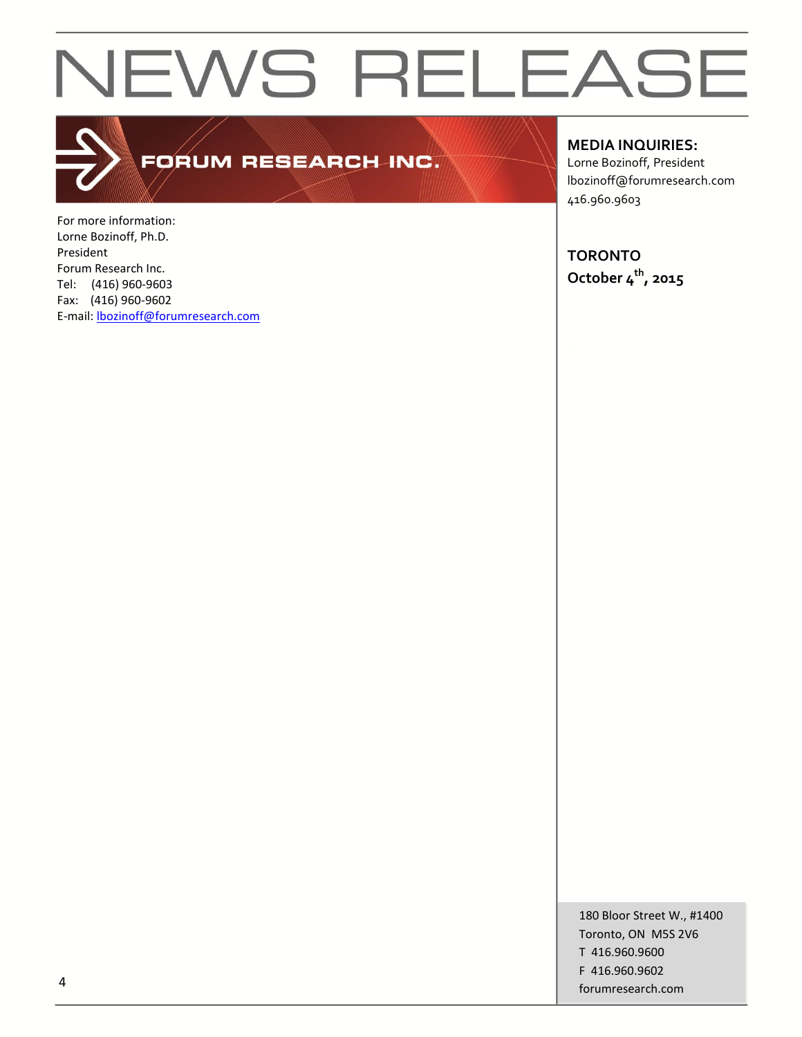# NEWS RELEASE

FORUM RESEARCH INC.

For more information:
Lorne Bozinoff, Ph.D.
President
Forum Research Inc.
Tel: (416) 960-9603
Fax: (416) 960-9602
E-mail: lbozinoff@forumresearch.com

**MEDIA INQUIRIES:**
Lorne Bozinoff, President
lbozinoff@forumresearch.com
416.960.9603

**TORONTO**
**October 4th, 2015**

180 Bloor Street W., #1400
Toronto, ON M5S 2V6
T 416.960.9600
F 416.960.9602
forumresearch.com